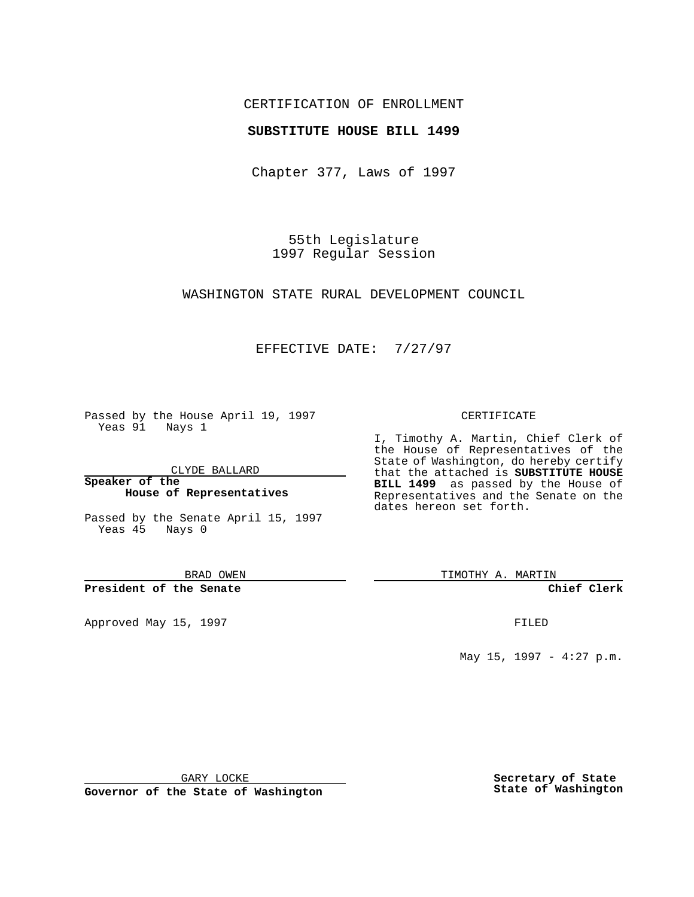CERTIFICATION OF ENROLLMENT

**SUBSTITUTE HOUSE BILL 1499**

Chapter 377, Laws of 1997

55th Legislature
1997 Regular Session

WASHINGTON STATE RURAL DEVELOPMENT COUNCIL

EFFECTIVE DATE: 7/27/97

Passed by the House April 19, 1997
Yeas 91 Nays 1

CLYDE BALLARD

**Speaker of the House of Representatives**

Passed by the Senate April 15, 1997
Yeas 45 Nays 0

BRAD OWEN

**President of the Senate**

Approved May 15, 1997

GARY LOCKE

**Governor of the State of Washington**

CERTIFICATE

I, Timothy A. Martin, Chief Clerk of the House of Representatives of the State of Washington, do hereby certify that the attached is **SUBSTITUTE HOUSE BILL 1499** as passed by the House of Representatives and the Senate on the dates hereon set forth.

TIMOTHY A. MARTIN

**Chief Clerk**

FILED

May 15, 1997 - 4:27 p.m.

**Secretary of State**
**State of Washington**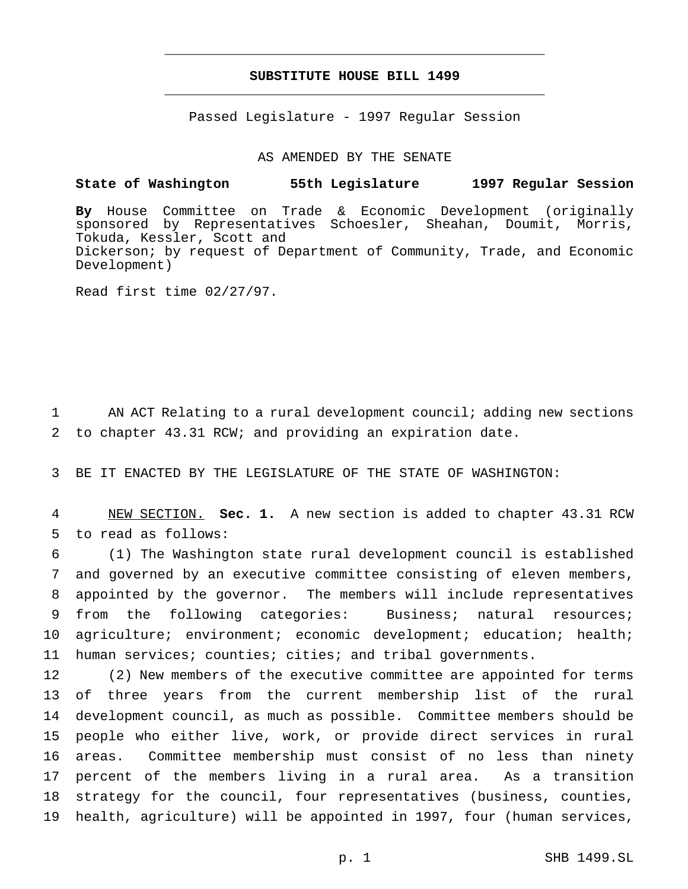# SUBSTITUTE HOUSE BILL 1499

Passed Legislature - 1997 Regular Session

AS AMENDED BY THE SENATE

**State of Washington 55th Legislature 1997 Regular Session**

**By** House Committee on Trade & Economic Development (originally sponsored by Representatives Schoesler, Sheahan, Doumit, Morris, Tokuda, Kessler, Scott and Dickerson; by request of Department of Community, Trade, and Economic Development)

Read first time 02/27/97.

AN ACT Relating to a rural development council; adding new sections to chapter 43.31 RCW; and providing an expiration date.

BE IT ENACTED BY THE LEGISLATURE OF THE STATE OF WASHINGTON:

NEW SECTION. **Sec. 1.** A new section is added to chapter 43.31 RCW to read as follows:

(1) The Washington state rural development council is established and governed by an executive committee consisting of eleven members, appointed by the governor. The members will include representatives from the following categories: Business; natural resources; agriculture; environment; economic development; education; health; human services; counties; cities; and tribal governments.

(2) New members of the executive committee are appointed for terms of three years from the current membership list of the rural development council, as much as possible. Committee members should be people who either live, work, or provide direct services in rural areas. Committee membership must consist of no less than ninety percent of the members living in a rural area. As a transition strategy for the council, four representatives (business, counties, health, agriculture) will be appointed in 1997, four (human services,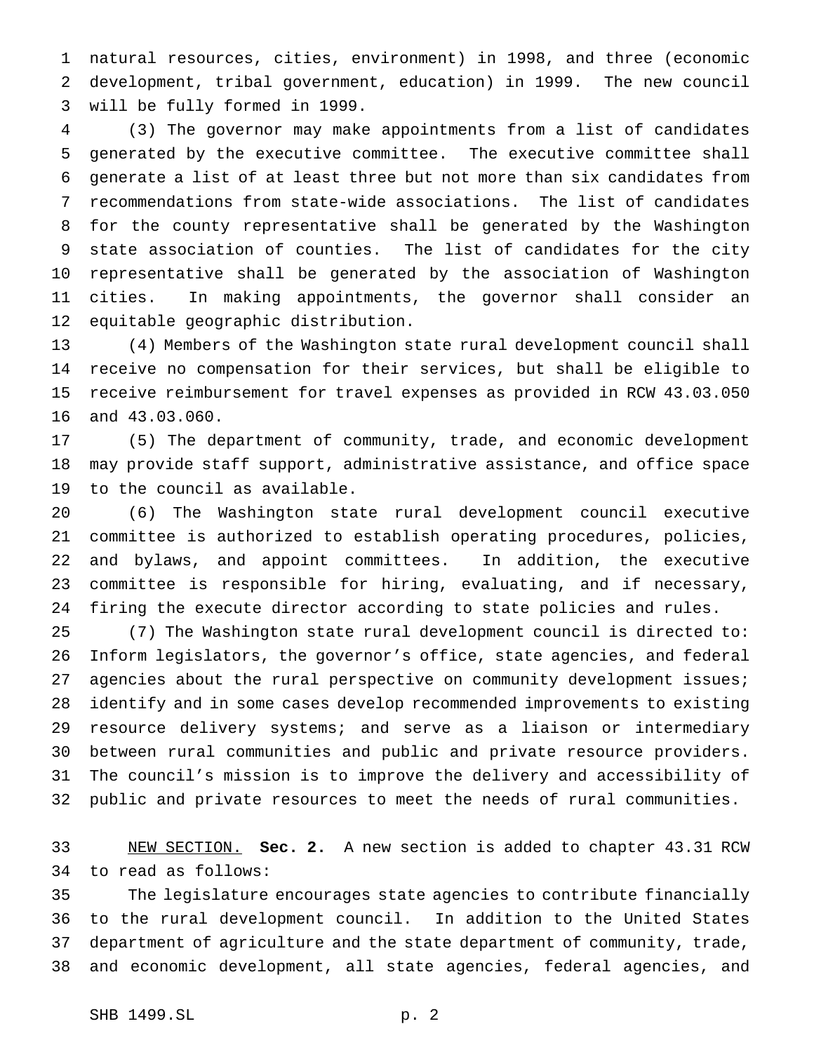natural resources, cities, environment) in 1998, and three (economic development, tribal government, education) in 1999. The new council will be fully formed in 1999.

(3) The governor may make appointments from a list of candidates generated by the executive committee. The executive committee shall generate a list of at least three but not more than six candidates from recommendations from state-wide associations. The list of candidates for the county representative shall be generated by the Washington state association of counties. The list of candidates for the city representative shall be generated by the association of Washington cities. In making appointments, the governor shall consider an equitable geographic distribution.

(4) Members of the Washington state rural development council shall receive no compensation for their services, but shall be eligible to receive reimbursement for travel expenses as provided in RCW 43.03.050 and 43.03.060.

(5) The department of community, trade, and economic development may provide staff support, administrative assistance, and office space to the council as available.

(6) The Washington state rural development council executive committee is authorized to establish operating procedures, policies, and bylaws, and appoint committees. In addition, the executive committee is responsible for hiring, evaluating, and if necessary, firing the execute director according to state policies and rules.

(7) The Washington state rural development council is directed to: Inform legislators, the governor's office, state agencies, and federal agencies about the rural perspective on community development issues; identify and in some cases develop recommended improvements to existing resource delivery systems; and serve as a liaison or intermediary between rural communities and public and private resource providers. The council's mission is to improve the delivery and accessibility of public and private resources to meet the needs of rural communities.

NEW SECTION. **Sec. 2.** A new section is added to chapter 43.31 RCW to read as follows:

The legislature encourages state agencies to contribute financially to the rural development council. In addition to the United States department of agriculture and the state department of community, trade, and economic development, all state agencies, federal agencies, and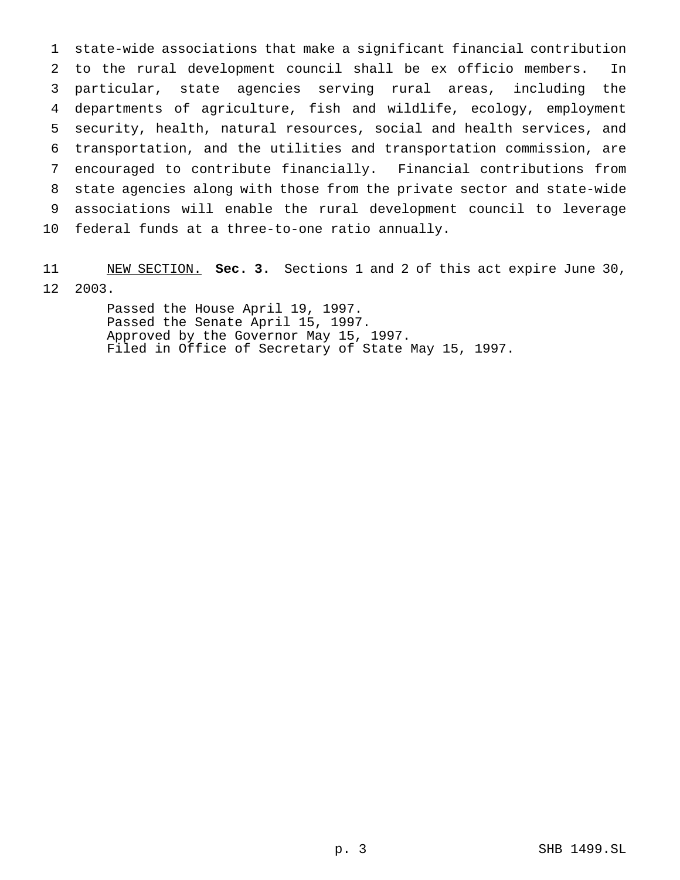state-wide associations that make a significant financial contribution to the rural development council shall be ex officio members. In particular, state agencies serving rural areas, including the departments of agriculture, fish and wildlife, ecology, employment security, health, natural resources, social and health services, and transportation, and the utilities and transportation commission, are encouraged to contribute financially. Financial contributions from state agencies along with those from the private sector and state-wide associations will enable the rural development council to leverage federal funds at a three-to-one ratio annually.

NEW SECTION. **Sec. 3.** Sections 1 and 2 of this act expire June 30, 2003.

Passed the House April 19, 1997.
Passed the Senate April 15, 1997.
Approved by the Governor May 15, 1997.
Filed in Office of Secretary of State May 15, 1997.